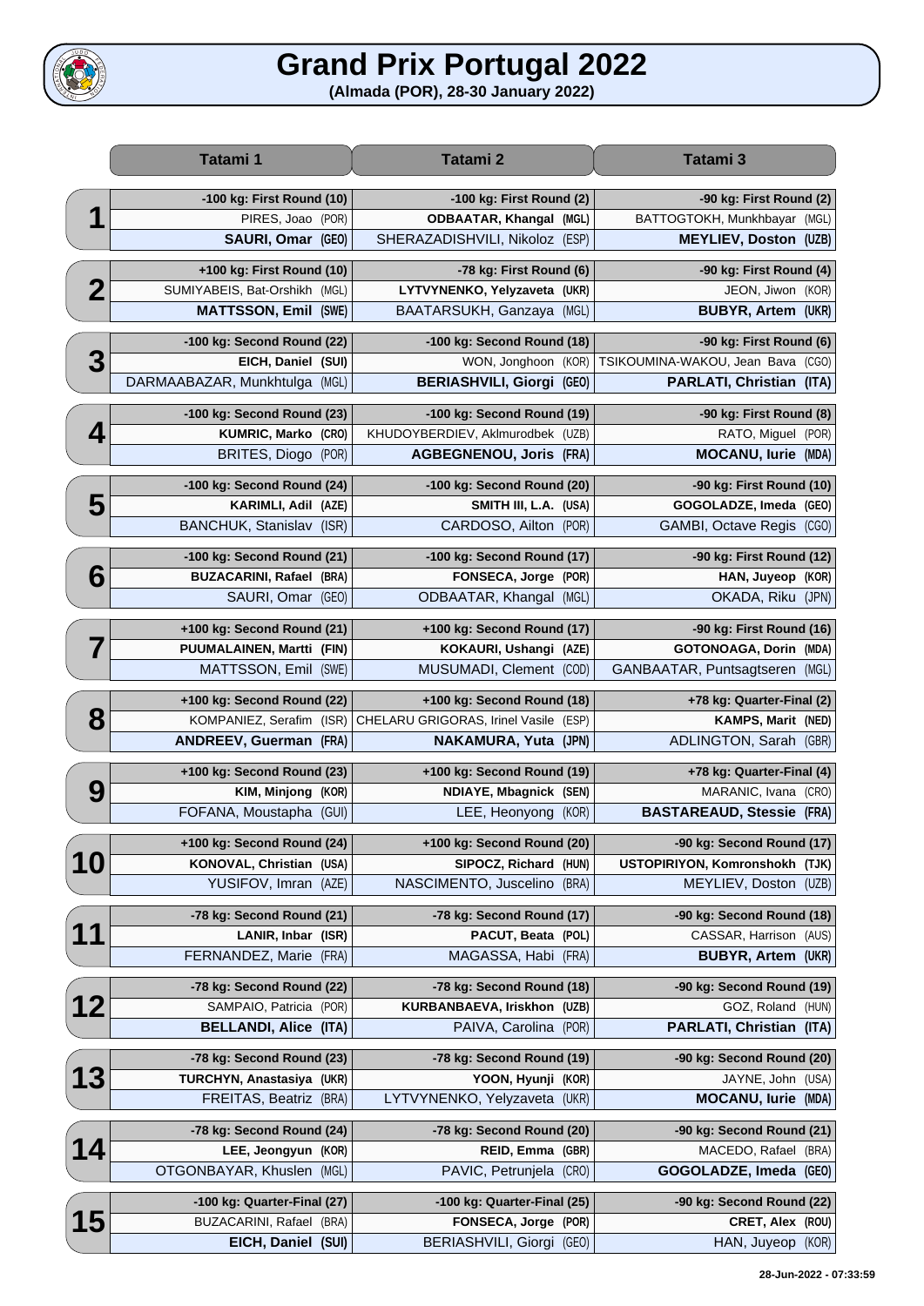# Grand Prix Portugal 2022

**(Almada (POR), 28-30 January 2022)**

| | Tatami 1 | Tatami 2 | Tatami 3 |
|---|---|---|---|
| **1** | -100 kg: First Round (10) | -100 kg: First Round (2) | -90 kg: First Round (2) |
| | PIRES, Joao (POR) | **ODBAATAR, Khangal (MGL)** | BATTOGTOKH, Munkhbayar (MGL) |
| | **SAURI, Omar (GEO)** | SHERAZADISHVILI, Nikoloz (ESP) | **MEYLIEV, Doston (UZB)** |
| **2** | +100 kg: First Round (10) | -78 kg: First Round (6) | -90 kg: First Round (4) |
| | SUMIYABEIS, Bat-Orshikh (MGL) | **LYTVYNENKO, Yelyzaveta (UKR)** | JEON, Jiwon (KOR) |
| | **MATTSSON, Emil (SWE)** | BAATARSUKH, Ganzaya (MGL) | **BUBYR, Artem (UKR)** |
| **3** | -100 kg: Second Round (22) | -100 kg: Second Round (18) | -90 kg: First Round (6) |
| | **EICH, Daniel (SUI)** | WON, Jonghoon (KOR) | TSIKOUMINA-WAKOU, Jean Bava (CGO) |
| | DARMAABAZAR, Munkhtulga (MGL) | **BERIASHVILI, Giorgi (GEO)** | **PARLATI, Christian (ITA)** |
| **4** | -100 kg: Second Round (23) | -100 kg: Second Round (19) | -90 kg: First Round (8) |
| | **KUMRIC, Marko (CRO)** | KHUDOYBERDIEV, Aklmurodbek (UZB) | RATO, Miguel (POR) |
| | BRITES, Diogo (POR) | **AGBEGNENOU, Joris (FRA)** | **MOCANU, Iurie (MDA)** |
| **5** | -100 kg: Second Round (24) | -100 kg: Second Round (20) | -90 kg: First Round (10) |
| | **KARIMLI, Adil (AZE)** | **SMITH III, L.A. (USA)** | **GOGOLADZE, Imeda (GEO)** |
| | BANCHUK, Stanislav (ISR) | CARDOSO, Ailton (POR) | GAMBI, Octave Regis (CGO) |
| **6** | -100 kg: Second Round (21) | -100 kg: Second Round (17) | -90 kg: First Round (12) |
| | **BUZACARINI, Rafael (BRA)** | **FONSECA, Jorge (POR)** | **HAN, Juyeop (KOR)** |
| | SAURI, Omar (GEO) | ODBAATAR, Khangal (MGL) | OKADA, Riku (JPN) |
| **7** | +100 kg: Second Round (21) | +100 kg: Second Round (17) | -90 kg: First Round (16) |
| | **PUUMALAINEN, Martti (FIN)** | **KOKAURI, Ushangi (AZE)** | **GOTONOAGA, Dorin (MDA)** |
| | MATTSSON, Emil (SWE) | MUSUMADI, Clement (COD) | GANBAATAR, Puntsagtseren (MGL) |
| **8** | +100 kg: Second Round (22) | +100 kg: Second Round (18) | +78 kg: Quarter-Final (2) |
| | KOMPANIEZ, Serafim (ISR) | CHELARU GRIGORAS, Irinel Vasile (ESP) | **KAMPS, Marit (NED)** |
| | **ANDREEV, Guerman (FRA)** | **NAKAMURA, Yuta (JPN)** | ADLINGTON, Sarah (GBR) |
| **9** | +100 kg: Second Round (23) | +100 kg: Second Round (19) | +78 kg: Quarter-Final (4) |
| | **KIM, Minjong (KOR)** | **NDIAYE, Mbagnick (SEN)** | MARANIC, Ivana (CRO) |
| | FOFANA, Moustapha (GUI) | LEE, Heonyong (KOR) | **BASTAREAUD, Stessie (FRA)** |
| **10** | +100 kg: Second Round (24) | +100 kg: Second Round (20) | -90 kg: Second Round (17) |
| | **KONOVAL, Christian (USA)** | **SIPOCZ, Richard (HUN)** | **USTOPIRIYON, Komronshokh (TJK)** |
| | YUSIFOV, Imran (AZE) | NASCIMENTO, Juscelino (BRA) | MEYLIEV, Doston (UZB) |
| **11** | -78 kg: Second Round (21) | -78 kg: Second Round (17) | -90 kg: Second Round (18) |
| | **LANIR, Inbar (ISR)** | **PACUT, Beata (POL)** | CASSAR, Harrison (AUS) |
| | FERNANDEZ, Marie (FRA) | MAGASSA, Habi (FRA) | **BUBYR, Artem (UKR)** |
| **12** | -78 kg: Second Round (22) | -78 kg: Second Round (18) | -90 kg: Second Round (19) |
| | SAMPAIO, Patricia (POR) | **KURBANBAEVA, Iriskhon (UZB)** | GOZ, Roland (HUN) |
| | **BELLANDI, Alice (ITA)** | PAIVA, Carolina (POR) | **PARLATI, Christian (ITA)** |
| **13** | -78 kg: Second Round (23) | -78 kg: Second Round (19) | -90 kg: Second Round (20) |
| | **TURCHYN, Anastasiya (UKR)** | **YOON, Hyunji (KOR)** | JAYNE, John (USA) |
| | FREITAS, Beatriz (BRA) | LYTVYNENKO, Yelyzaveta (UKR) | **MOCANU, Iurie (MDA)** |
| **14** | -78 kg: Second Round (24) | -78 kg: Second Round (20) | -90 kg: Second Round (21) |
| | **LEE, Jeongyun (KOR)** | **REID, Emma (GBR)** | MACEDO, Rafael (BRA) |
| | OTGONBAYAR, Khuslen (MGL) | PAVIC, Petrunjela (CRO) | **GOGOLADZE, Imeda (GEO)** |
| **15** | -100 kg: Quarter-Final (27) | -100 kg: Quarter-Final (25) | -90 kg: Second Round (22) |
| | BUZACARINI, Rafael (BRA) | **FONSECA, Jorge (POR)** | **CRET, Alex (ROU)** |
| | **EICH, Daniel (SUI)** | BERIASHVILI, Giorgi (GEO) | HAN, Juyeop (KOR) |

28-Jun-2022 - 07:33:59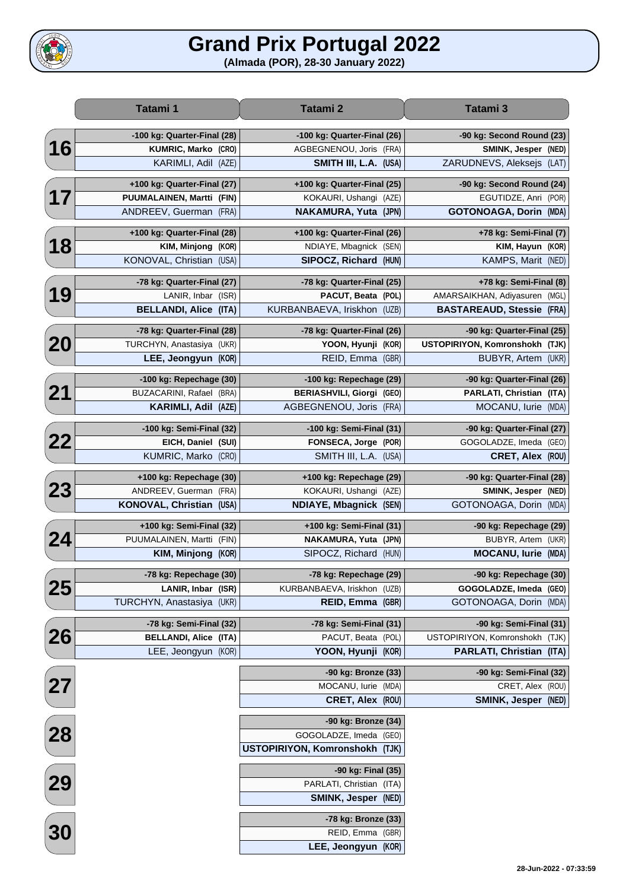# Grand Prix Portugal 2022

**(Almada (POR), 28-30 January 2022)**

| | Tatami 1 | Tatami 2 | Tatami 3 |
|---|---|---|---|
| **16** | -100 kg: Quarter-Final (28) | -100 kg: Quarter-Final (26) | -90 kg: Second Round (23) |
| | **KUMRIC, Marko (CRO)** | AGBEGNENOU, Joris (FRA) | **SMINK, Jesper (NED)** |
| | KARIMLI, Adil (AZE) | **SMITH III, L.A. (USA)** | ZARUDNEVS, Aleksejs (LAT) |
| **17** | +100 kg: Quarter-Final (27) | +100 kg: Quarter-Final (25) | -90 kg: Second Round (24) |
| | **PUUMALAINEN, Martti (FIN)** | KOKAURI, Ushangi (AZE) | EGUTIDZE, Anri (POR) |
| | ANDREEV, Guerman (FRA) | **NAKAMURA, Yuta (JPN)** | **GOTONOAGA, Dorin (MDA)** |
| **18** | +100 kg: Quarter-Final (28) | +100 kg: Quarter-Final (26) | +78 kg: Semi-Final (7) |
| | **KIM, Minjong (KOR)** | NDIAYE, Mbagnick (SEN) | **KIM, Hayun (KOR)** |
| | KONOVAL, Christian (USA) | **SIPOCZ, Richard (HUN)** | KAMPS, Marit (NED) |
| **19** | -78 kg: Quarter-Final (27) | -78 kg: Quarter-Final (25) | +78 kg: Semi-Final (8) |
| | LANIR, Inbar (ISR) | **PACUT, Beata (POL)** | AMARSAIKHAN, Adiyasuren (MGL) |
| | **BELLANDI, Alice (ITA)** | KURBANBAEVA, Iriskhon (UZB) | **BASTAREAUD, Stessie (FRA)** |
| **20** | -78 kg: Quarter-Final (28) | -78 kg: Quarter-Final (26) | -90 kg: Quarter-Final (25) |
| | TURCHYN, Anastasiya (UKR) | **YOON, Hyunji (KOR)** | **USTOPIRIYON, Komronshokh (TJK)** |
| | **LEE, Jeongyun (KOR)** | REID, Emma (GBR) | BUBYR, Artem (UKR) |
| **21** | -100 kg: Repechage (30) | -100 kg: Repechage (29) | -90 kg: Quarter-Final (26) |
| | BUZACARINI, Rafael (BRA) | **BERIASHVILI, Giorgi (GEO)** | **PARLATI, Christian (ITA)** |
| | **KARIMLI, Adil (AZE)** | AGBEGNENOU, Joris (FRA) | MOCANU, Iurie (MDA) |
| **22** | -100 kg: Semi-Final (32) | -100 kg: Semi-Final (31) | -90 kg: Quarter-Final (27) |
| | **EICH, Daniel (SUI)** | **FONSECA, Jorge (POR)** | GOGOLADZE, Imeda (GEO) |
| | KUMRIC, Marko (CRO) | SMITH III, L.A. (USA) | **CRET, Alex (ROU)** |
| **23** | +100 kg: Repechage (30) | +100 kg: Repechage (29) | -90 kg: Quarter-Final (28) |
| | ANDREEV, Guerman (FRA) | KOKAURI, Ushangi (AZE) | **SMINK, Jesper (NED)** |
| | **KONOVAL, Christian (USA)** | **NDIAYE, Mbagnick (SEN)** | GOTONOAGA, Dorin (MDA) |
| **24** | +100 kg: Semi-Final (32) | +100 kg: Semi-Final (31) | -90 kg: Repechage (29) |
| | PUUMALAINEN, Martti (FIN) | **NAKAMURA, Yuta (JPN)** | BUBYR, Artem (UKR) |
| | **KIM, Minjong (KOR)** | SIPOCZ, Richard (HUN) | **MOCANU, Iurie (MDA)** |
| **25** | -78 kg: Repechage (30) | -78 kg: Repechage (29) | -90 kg: Repechage (30) |
| | **LANIR, Inbar (ISR)** | KURBANBAEVA, Iriskhon (UZB) | **GOGOLADZE, Imeda (GEO)** |
| | TURCHYN, Anastasiya (UKR) | **REID, Emma (GBR)** | GOTONOAGA, Dorin (MDA) |
| **26** | -78 kg: Semi-Final (32) | -78 kg: Semi-Final (31) | -90 kg: Semi-Final (31) |
| | **BELLANDI, Alice (ITA)** | PACUT, Beata (POL) | USTOPIRIYON, Komronshokh (TJK) |
| | LEE, Jeongyun (KOR) | **YOON, Hyunji (KOR)** | **PARLATI, Christian (ITA)** |
| **27** | | -90 kg: Bronze (33) | -90 kg: Semi-Final (32) |
| | | MOCANU, Iurie (MDA) | CRET, Alex (ROU) |
| | | **CRET, Alex (ROU)** | **SMINK, Jesper (NED)** |
| **28** | | -90 kg: Bronze (34) | |
| | | GOGOLADZE, Imeda (GEO) | |
| | | **USTOPIRIYON, Komronshokh (TJK)** | |
| **29** | | -90 kg: Final (35) | |
| | | PARLATI, Christian (ITA) | |
| | | **SMINK, Jesper (NED)** | |
| **30** | | -78 kg: Bronze (33) | |
| | | REID, Emma (GBR) | |
| | | **LEE, Jeongyun (KOR)** | |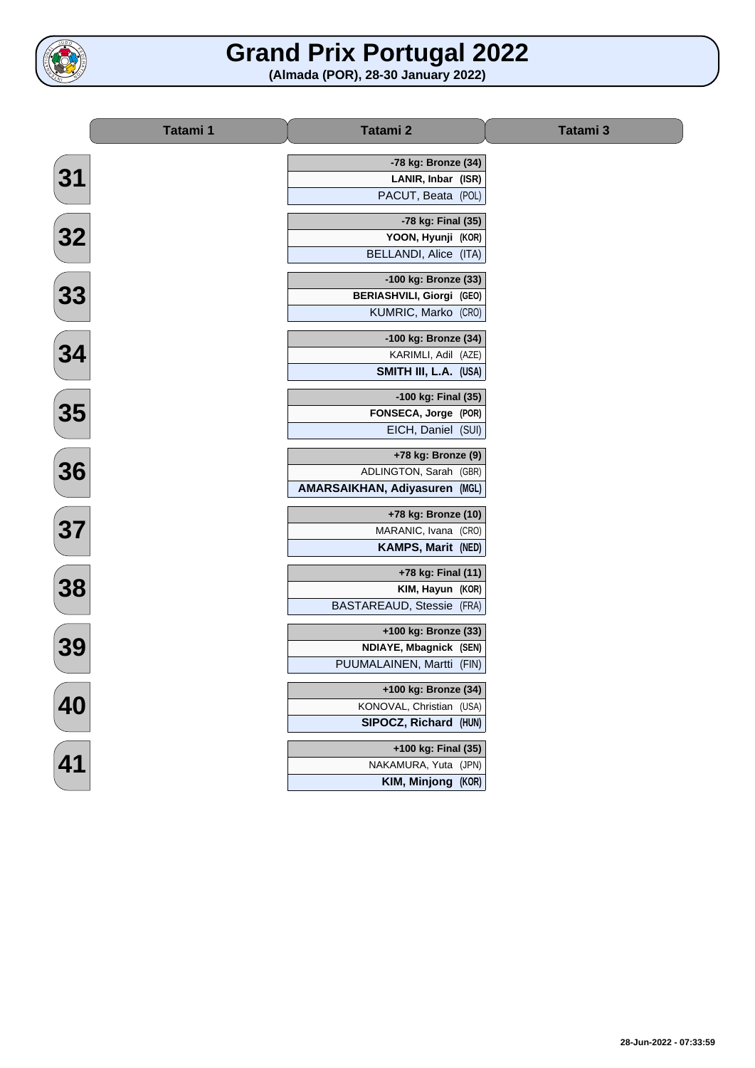# Grand Prix Portugal 2022

**(Almada (POR), 28-30 January 2022)**

| | Tatami 1 | Tatami 2 | Tatami 3 |
|---|---|---|---|
| **31** | | **-78 kg: Bronze (34)**<br>**LANIR, Inbar (ISR)**<br>PACUT, Beata (POL) | |
| **32** | | **-78 kg: Final (35)**<br>**YOON, Hyunji (KOR)**<br>BELLANDI, Alice (ITA) | |
| **33** | | **-100 kg: Bronze (33)**<br>**BERIASHVILI, Giorgi (GEO)**<br>KUMRIC, Marko (CRO) | |
| **34** | | **-100 kg: Bronze (34)**<br>KARIMLI, Adil (AZE)<br>**SMITH III, L.A. (USA)** | |
| **35** | | **-100 kg: Final (35)**<br>**FONSECA, Jorge (POR)**<br>EICH, Daniel (SUI) | |
| **36** | | **+78 kg: Bronze (9)**<br>ADLINGTON, Sarah (GBR)<br>**AMARSAIKHAN, Adiyasuren (MGL)** | |
| **37** | | **+78 kg: Bronze (10)**<br>MARANIC, Ivana (CRO)<br>**KAMPS, Marit (NED)** | |
| **38** | | **+78 kg: Final (11)**<br>**KIM, Hayun (KOR)**<br>BASTAREAUD, Stessie (FRA) | |
| **39** | | **+100 kg: Bronze (33)**<br>**NDIAYE, Mbagnick (SEN)**<br>PUUMALAINEN, Martti (FIN) | |
| **40** | | **+100 kg: Bronze (34)**<br>KONOVAL, Christian (USA)<br>**SIPOCZ, Richard (HUN)** | |
| **41** | | **+100 kg: Final (35)**<br>NAKAMURA, Yuta (JPN)<br>**KIM, Minjong (KOR)** | |

28-Jun-2022 - 07:33:59